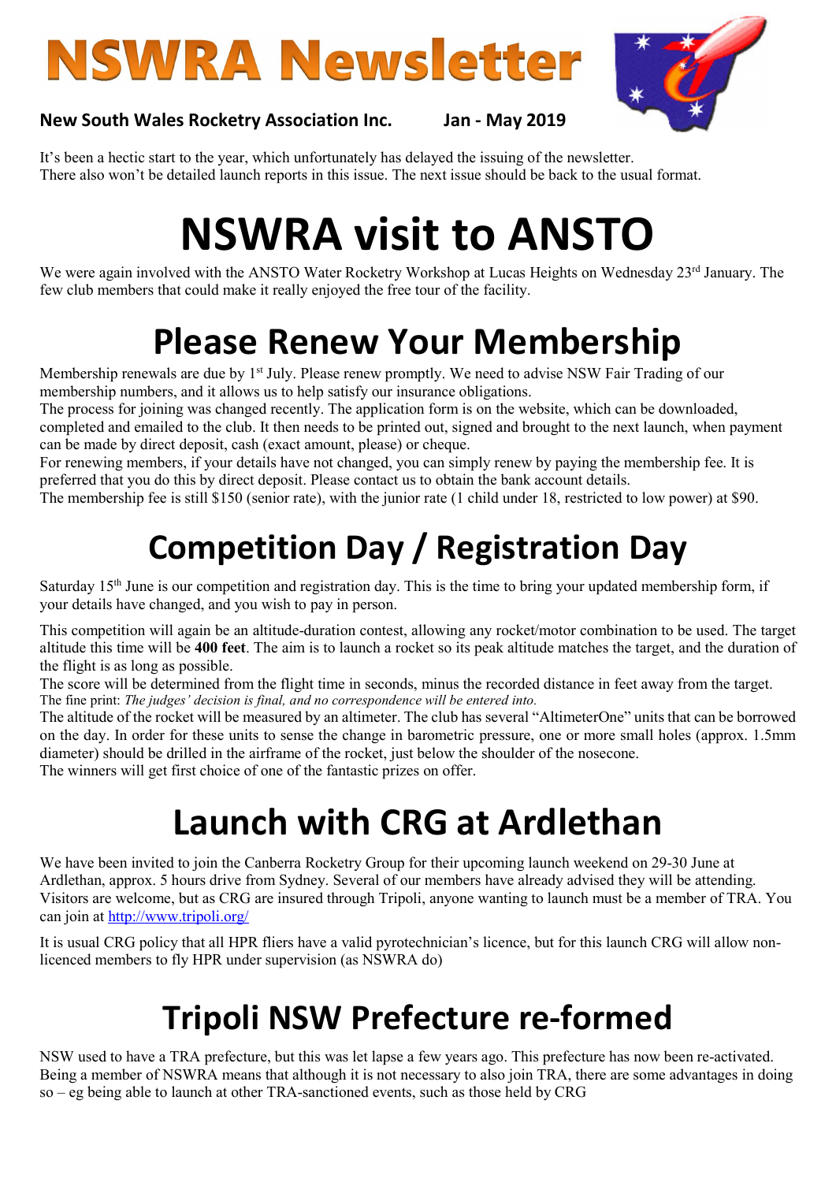# NSWRA Newsletter

**New South Wales Rocketry Association Inc.** **Jan - May 2019**

It's been a hectic start to the year, which unfortunately has delayed the issuing of the newsletter. There also won't be detailed launch reports in this issue. The next issue should be back to the usual format.

# NSWRA visit to ANSTO

We were again involved with the ANSTO Water Rocketry Workshop at Lucas Heights on Wednesday 23rd January. The few club members that could make it really enjoyed the free tour of the facility.

# Please Renew Your Membership

Membership renewals are due by 1st July. Please renew promptly. We need to advise NSW Fair Trading of our membership numbers, and it allows us to help satisfy our insurance obligations.

The process for joining was changed recently. The application form is on the website, which can be downloaded, completed and emailed to the club. It then needs to be printed out, signed and brought to the next launch, when payment can be made by direct deposit, cash (exact amount, please) or cheque.

For renewing members, if your details have not changed, you can simply renew by paying the membership fee. It is preferred that you do this by direct deposit. Please contact us to obtain the bank account details.

The membership fee is still $150 (senior rate), with the junior rate (1 child under 18, restricted to low power) at $90.

# Competition Day / Registration Day

Saturday 15th June is our competition and registration day. This is the time to bring your updated membership form, if your details have changed, and you wish to pay in person.

This competition will again be an altitude-duration contest, allowing any rocket/motor combination to be used. The target altitude this time will be **400 feet**. The aim is to launch a rocket so its peak altitude matches the target, and the duration of the flight is as long as possible.

The score will be determined from the flight time in seconds, minus the recorded distance in feet away from the target.
The fine print: *The judges' decision is final, and no correspondence will be entered into.*

The altitude of the rocket will be measured by an altimeter. The club has several "AltimeterOne" units that can be borrowed on the day. In order for these units to sense the change in barometric pressure, one or more small holes (approx. 1.5mm diameter) should be drilled in the airframe of the rocket, just below the shoulder of the nosecone.

The winners will get first choice of one of the fantastic prizes on offer.

# Launch with CRG at Ardlethan

We have been invited to join the Canberra Rocketry Group for their upcoming launch weekend on 29-30 June at Ardlethan, approx. 5 hours drive from Sydney. Several of our members have already advised they will be attending. Visitors are welcome, but as CRG are insured through Tripoli, anyone wanting to launch must be a member of TRA. You can join at http://www.tripoli.org/

It is usual CRG policy that all HPR fliers have a valid pyrotechnician's licence, but for this launch CRG will allow non-licenced members to fly HPR under supervision (as NSWRA do)

# Tripoli NSW Prefecture re-formed

NSW used to have a TRA prefecture, but this was let lapse a few years ago. This prefecture has now been re-activated. Being a member of NSWRA means that although it is not necessary to also join TRA, there are some advantages in doing so – eg being able to launch at other TRA-sanctioned events, such as those held by CRG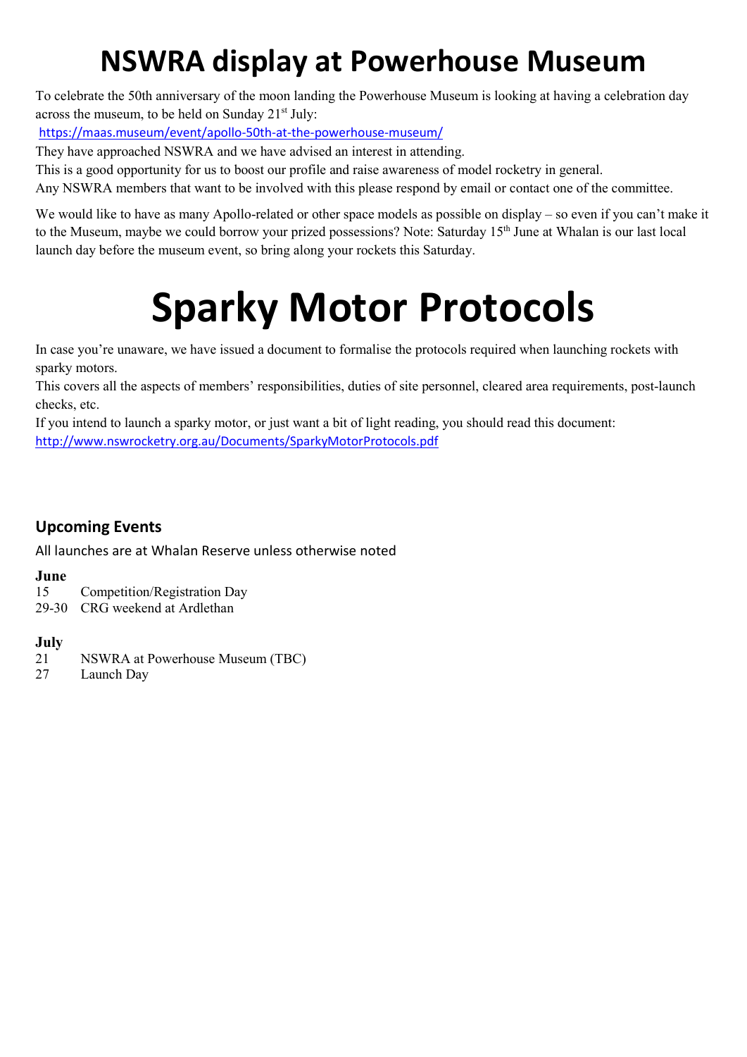# NSWRA display at Powerhouse Museum

To celebrate the 50th anniversary of the moon landing the Powerhouse Museum is looking at having a celebration day across the museum, to be held on Sunday 21st July:

https://maas.museum/event/apollo-50th-at-the-powerhouse-museum/

They have approached NSWRA and we have advised an interest in attending.

This is a good opportunity for us to boost our profile and raise awareness of model rocketry in general.

Any NSWRA members that want to be involved with this please respond by email or contact one of the committee.

We would like to have as many Apollo-related or other space models as possible on display – so even if you can't make it to the Museum, maybe we could borrow your prized possessions? Note: Saturday 15th June at Whalan is our last local launch day before the museum event, so bring along your rockets this Saturday.

# Sparky Motor Protocols

In case you're unaware, we have issued a document to formalise the protocols required when launching rockets with sparky motors.

This covers all the aspects of members' responsibilities, duties of site personnel, cleared area requirements, post-launch checks, etc.

If you intend to launch a sparky motor, or just want a bit of light reading, you should read this document:
http://www.nswrocketry.org.au/Documents/SparkyMotorProtocols.pdf

## Upcoming Events

All launches are at Whalan Reserve unless otherwise noted

**June**

| | |
|---|---|
| 15 | Competition/Registration Day |
| 29-30 | CRG weekend at Ardlethan |

**July**

| | |
|---|---|
| 21 | NSWRA at Powerhouse Museum (TBC) |
| 27 | Launch Day |